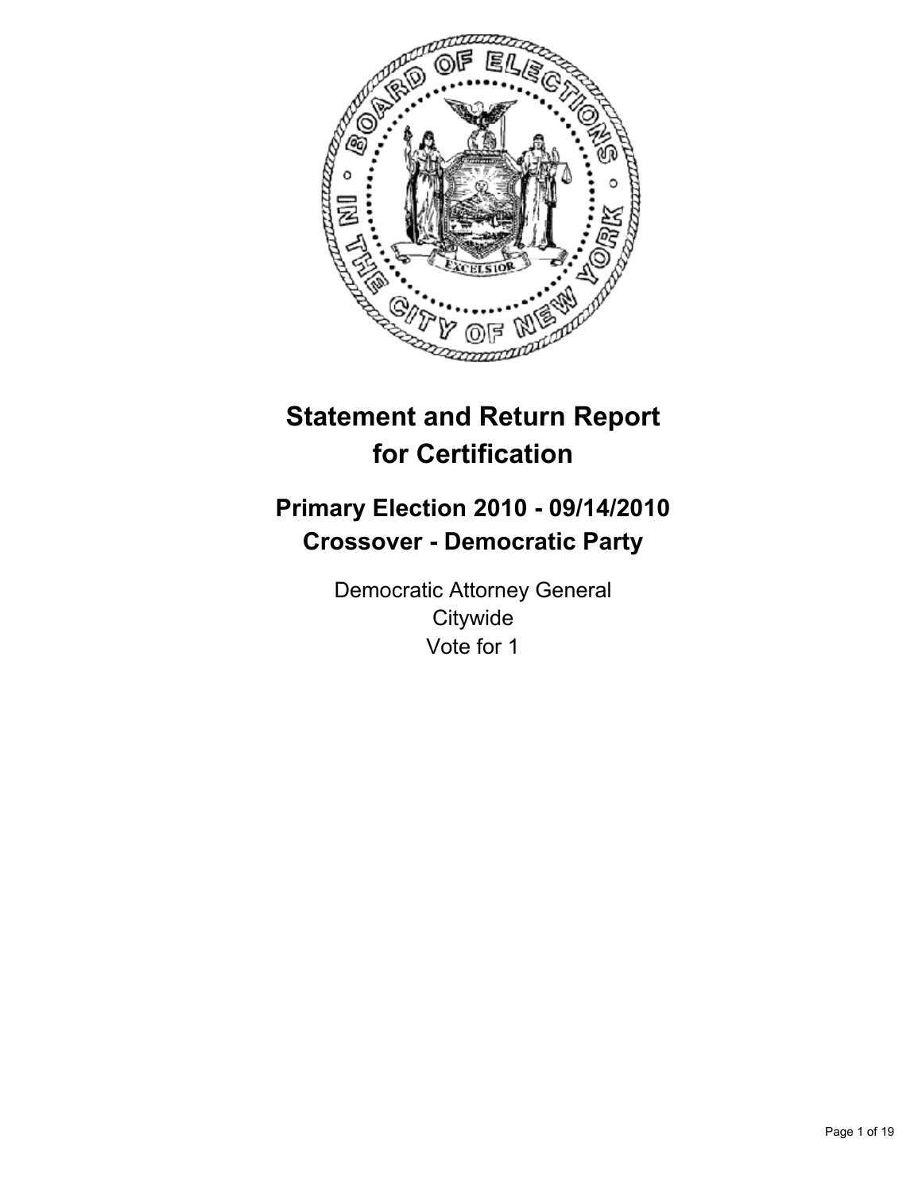# Statement and Return Report for Certification

## Primary Election 2010 - 09/14/2010
## Crossover - Democratic Party

Democratic Attorney General
Citywide
Vote for 1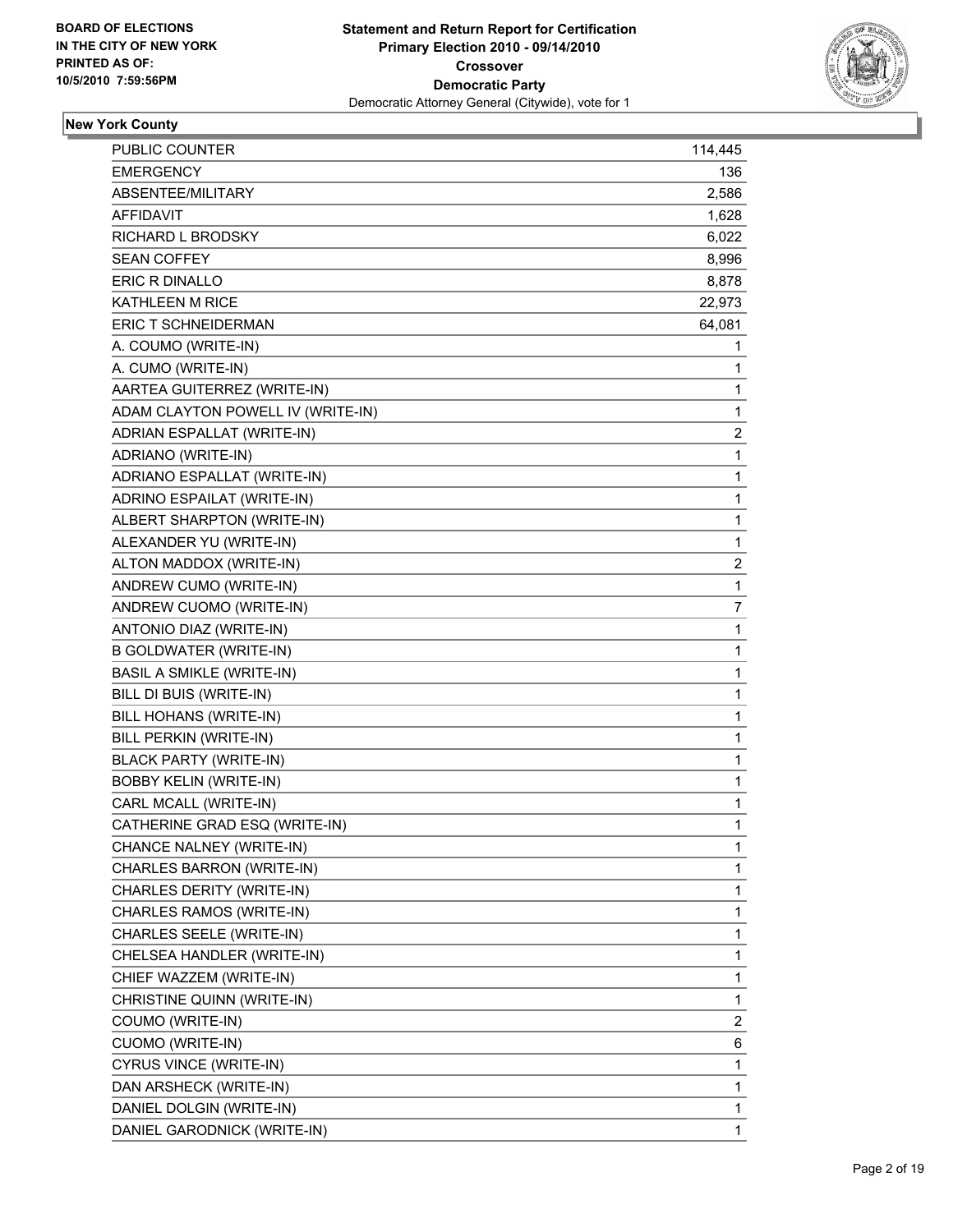BOARD OF ELECTIONS
IN THE CITY OF NEW YORK
PRINTED AS OF:
10/5/2010 7:59:56PM

**Statement and Return Report for Certification**
**Primary Election 2010 - 09/14/2010**
**Crossover**
**Democratic Party**
Democratic Attorney General (Citywide), vote for 1

## New York County

| | |
|---|---|
| PUBLIC COUNTER | 114,445 |
| EMERGENCY | 136 |
| ABSENTEE/MILITARY | 2,586 |
| AFFIDAVIT | 1,628 |
| RICHARD L BRODSKY | 6,022 |
| SEAN COFFEY | 8,996 |
| ERIC R DINALLO | 8,878 |
| KATHLEEN M RICE | 22,973 |
| ERIC T SCHNEIDERMAN | 64,081 |
| A. COUMO (WRITE-IN) | 1 |
| A. CUMO (WRITE-IN) | 1 |
| AARTEA GUITERREZ (WRITE-IN) | 1 |
| ADAM CLAYTON POWELL IV (WRITE-IN) | 1 |
| ADRIAN ESPALLAT (WRITE-IN) | 2 |
| ADRIANO (WRITE-IN) | 1 |
| ADRIANO ESPALLAT (WRITE-IN) | 1 |
| ADRINO ESPAILAT (WRITE-IN) | 1 |
| ALBERT SHARPTON (WRITE-IN) | 1 |
| ALEXANDER YU (WRITE-IN) | 1 |
| ALTON MADDOX (WRITE-IN) | 2 |
| ANDREW CUMO (WRITE-IN) | 1 |
| ANDREW CUOMO (WRITE-IN) | 7 |
| ANTONIO DIAZ (WRITE-IN) | 1 |
| B GOLDWATER (WRITE-IN) | 1 |
| BASIL A SMIKLE (WRITE-IN) | 1 |
| BILL DI BUIS (WRITE-IN) | 1 |
| BILL HOHANS (WRITE-IN) | 1 |
| BILL PERKIN (WRITE-IN) | 1 |
| BLACK PARTY (WRITE-IN) | 1 |
| BOBBY KELIN (WRITE-IN) | 1 |
| CARL MCALL (WRITE-IN) | 1 |
| CATHERINE GRAD ESQ (WRITE-IN) | 1 |
| CHANCE NALNEY (WRITE-IN) | 1 |
| CHARLES BARRON (WRITE-IN) | 1 |
| CHARLES DERITY (WRITE-IN) | 1 |
| CHARLES RAMOS (WRITE-IN) | 1 |
| CHARLES SEELE (WRITE-IN) | 1 |
| CHELSEA HANDLER (WRITE-IN) | 1 |
| CHIEF WAZZEM (WRITE-IN) | 1 |
| CHRISTINE QUINN (WRITE-IN) | 1 |
| COUMO (WRITE-IN) | 2 |
| CUOMO (WRITE-IN) | 6 |
| CYRUS VINCE (WRITE-IN) | 1 |
| DAN ARSHECK (WRITE-IN) | 1 |
| DANIEL DOLGIN (WRITE-IN) | 1 |
| DANIEL GARODNICK (WRITE-IN) | 1 |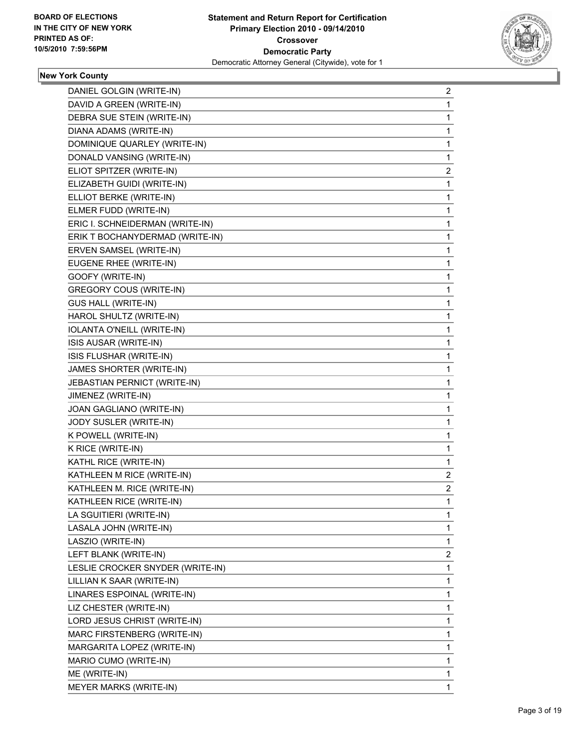**BOARD OF ELECTIONS**
**IN THE CITY OF NEW YORK**
**PRINTED AS OF:**
**10/5/2010 7:59:56PM**

**Statement and Return Report for Certification**
**Primary Election 2010 - 09/14/2010**
**Crossover**
**Democratic Party**
Democratic Attorney General (Citywide), vote for 1

### New York County

| | |
|---|---|
| DANIEL GOLGIN (WRITE-IN) | 2 |
| DAVID A GREEN (WRITE-IN) | 1 |
| DEBRA SUE STEIN (WRITE-IN) | 1 |
| DIANA ADAMS (WRITE-IN) | 1 |
| DOMINIQUE QUARLEY (WRITE-IN) | 1 |
| DONALD VANSING (WRITE-IN) | 1 |
| ELIOT SPITZER (WRITE-IN) | 2 |
| ELIZABETH GUIDI (WRITE-IN) | 1 |
| ELLIOT BERKE (WRITE-IN) | 1 |
| ELMER FUDD (WRITE-IN) | 1 |
| ERIC I. SCHNEIDERMAN (WRITE-IN) | 1 |
| ERIK T BOCHANYDERMAD (WRITE-IN) | 1 |
| ERVEN SAMSEL (WRITE-IN) | 1 |
| EUGENE RHEE (WRITE-IN) | 1 |
| GOOFY (WRITE-IN) | 1 |
| GREGORY COUS (WRITE-IN) | 1 |
| GUS HALL (WRITE-IN) | 1 |
| HAROL SHULTZ (WRITE-IN) | 1 |
| IOLANTA O'NEILL (WRITE-IN) | 1 |
| ISIS AUSAR (WRITE-IN) | 1 |
| ISIS FLUSHAR (WRITE-IN) | 1 |
| JAMES SHORTER (WRITE-IN) | 1 |
| JEBASTIAN PERNICT (WRITE-IN) | 1 |
| JIMENEZ (WRITE-IN) | 1 |
| JOAN GAGLIANO (WRITE-IN) | 1 |
| JODY SUSLER (WRITE-IN) | 1 |
| K POWELL (WRITE-IN) | 1 |
| K RICE (WRITE-IN) | 1 |
| KATHL RICE (WRITE-IN) | 1 |
| KATHLEEN M RICE (WRITE-IN) | 2 |
| KATHLEEN M. RICE (WRITE-IN) | 2 |
| KATHLEEN RICE (WRITE-IN) | 1 |
| LA SGUITIERI (WRITE-IN) | 1 |
| LASALA JOHN (WRITE-IN) | 1 |
| LASZIO (WRITE-IN) | 1 |
| LEFT BLANK (WRITE-IN) | 2 |
| LESLIE CROCKER SNYDER (WRITE-IN) | 1 |
| LILLIAN K SAAR (WRITE-IN) | 1 |
| LINARES ESPOINAL (WRITE-IN) | 1 |
| LIZ CHESTER (WRITE-IN) | 1 |
| LORD JESUS CHRIST (WRITE-IN) | 1 |
| MARC FIRSTENBERG (WRITE-IN) | 1 |
| MARGARITA LOPEZ (WRITE-IN) | 1 |
| MARIO CUMO (WRITE-IN) | 1 |
| ME (WRITE-IN) | 1 |
| MEYER MARKS (WRITE-IN) | 1 |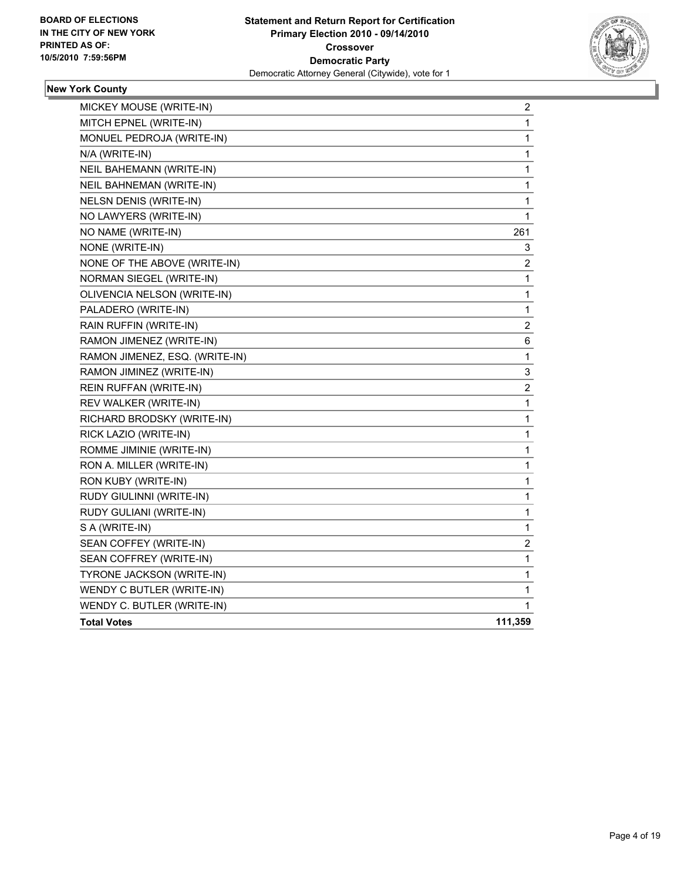**BOARD OF ELECTIONS IN THE CITY OF NEW YORK PRINTED AS OF: 10/5/2010 7:59:56PM**

**Statement and Return Report for Certification**
**Primary Election 2010 - 09/14/2010**
**Crossover**
**Democratic Party**
Democratic Attorney General (Citywide), vote for 1

## New York County

| Candidate | Votes |
|---|---|
| MICKEY MOUSE (WRITE-IN) | 2 |
| MITCH EPNEL (WRITE-IN) | 1 |
| MONUEL PEDROJA (WRITE-IN) | 1 |
| N/A (WRITE-IN) | 1 |
| NEIL BAHEMANN (WRITE-IN) | 1 |
| NEIL BAHNEMAN (WRITE-IN) | 1 |
| NELSN DENIS (WRITE-IN) | 1 |
| NO LAWYERS (WRITE-IN) | 1 |
| NO NAME (WRITE-IN) | 261 |
| NONE (WRITE-IN) | 3 |
| NONE OF THE ABOVE (WRITE-IN) | 2 |
| NORMAN SIEGEL (WRITE-IN) | 1 |
| OLIVENCIA NELSON (WRITE-IN) | 1 |
| PALADERO (WRITE-IN) | 1 |
| RAIN RUFFIN (WRITE-IN) | 2 |
| RAMON JIMENEZ (WRITE-IN) | 6 |
| RAMON JIMENEZ, ESQ. (WRITE-IN) | 1 |
| RAMON JIMINEZ (WRITE-IN) | 3 |
| REIN RUFFAN (WRITE-IN) | 2 |
| REV WALKER (WRITE-IN) | 1 |
| RICHARD BRODSKY (WRITE-IN) | 1 |
| RICK LAZIO (WRITE-IN) | 1 |
| ROMME JIMINIE (WRITE-IN) | 1 |
| RON A. MILLER (WRITE-IN) | 1 |
| RON KUBY (WRITE-IN) | 1 |
| RUDY GIULINNI (WRITE-IN) | 1 |
| RUDY GULIANI (WRITE-IN) | 1 |
| S A (WRITE-IN) | 1 |
| SEAN COFFEY (WRITE-IN) | 2 |
| SEAN COFFREY (WRITE-IN) | 1 |
| TYRONE JACKSON (WRITE-IN) | 1 |
| WENDY C BUTLER (WRITE-IN) | 1 |
| WENDY C. BUTLER (WRITE-IN) | 1 |
| **Total Votes** | **111,359** |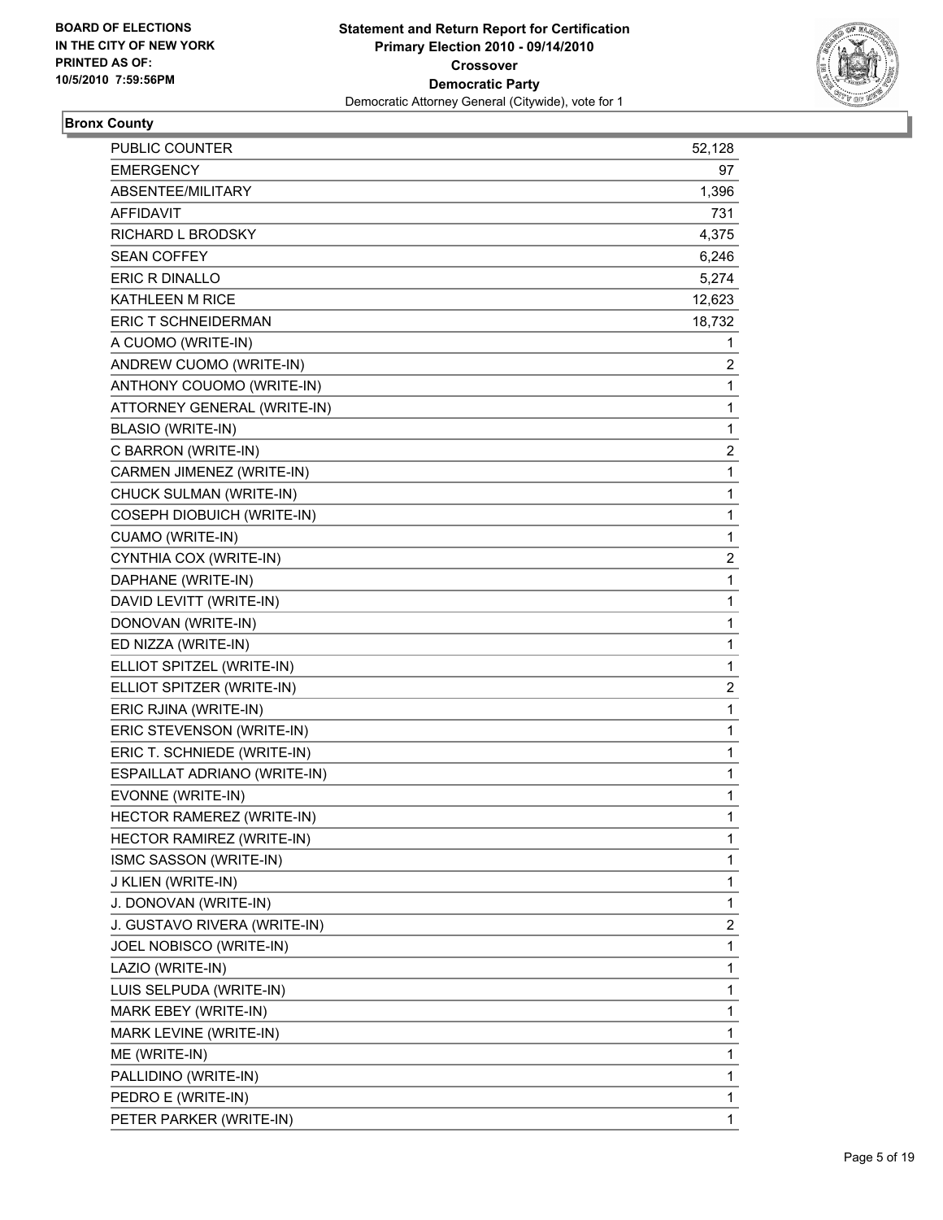**BOARD OF ELECTIONS IN THE CITY OF NEW YORK PRINTED AS OF: 10/5/2010 7:59:56PM**

**Statement and Return Report for Certification**
**Primary Election 2010 - 09/14/2010**
**Crossover**
**Democratic Party**
Democratic Attorney General (Citywide), vote for 1

## Bronx County

| | |
|---|---|
| PUBLIC COUNTER | 52,128 |
| EMERGENCY | 97 |
| ABSENTEE/MILITARY | 1,396 |
| AFFIDAVIT | 731 |
| RICHARD L BRODSKY | 4,375 |
| SEAN COFFEY | 6,246 |
| ERIC R DINALLO | 5,274 |
| KATHLEEN M RICE | 12,623 |
| ERIC T SCHNEIDERMAN | 18,732 |
| A CUOMO (WRITE-IN) | 1 |
| ANDREW CUOMO (WRITE-IN) | 2 |
| ANTHONY COUOMO (WRITE-IN) | 1 |
| ATTORNEY GENERAL (WRITE-IN) | 1 |
| BLASIO (WRITE-IN) | 1 |
| C BARRON (WRITE-IN) | 2 |
| CARMEN JIMENEZ (WRITE-IN) | 1 |
| CHUCK SULMAN (WRITE-IN) | 1 |
| COSEPH DIOBUICH (WRITE-IN) | 1 |
| CUAMO (WRITE-IN) | 1 |
| CYNTHIA COX (WRITE-IN) | 2 |
| DAPHANE (WRITE-IN) | 1 |
| DAVID LEVITT (WRITE-IN) | 1 |
| DONOVAN (WRITE-IN) | 1 |
| ED NIZZA (WRITE-IN) | 1 |
| ELLIOT SPITZEL (WRITE-IN) | 1 |
| ELLIOT SPITZER (WRITE-IN) | 2 |
| ERIC RJINA (WRITE-IN) | 1 |
| ERIC STEVENSON (WRITE-IN) | 1 |
| ERIC T. SCHNIEDE (WRITE-IN) | 1 |
| ESPAILLAT ADRIANO (WRITE-IN) | 1 |
| EVONNE (WRITE-IN) | 1 |
| HECTOR RAMEREZ (WRITE-IN) | 1 |
| HECTOR RAMIREZ (WRITE-IN) | 1 |
| ISMC SASSON (WRITE-IN) | 1 |
| J KLIEN (WRITE-IN) | 1 |
| J. DONOVAN (WRITE-IN) | 1 |
| J. GUSTAVO RIVERA (WRITE-IN) | 2 |
| JOEL NOBISCO (WRITE-IN) | 1 |
| LAZIO (WRITE-IN) | 1 |
| LUIS SELPUDA (WRITE-IN) | 1 |
| MARK EBEY (WRITE-IN) | 1 |
| MARK LEVINE (WRITE-IN) | 1 |
| ME (WRITE-IN) | 1 |
| PALLIDINO (WRITE-IN) | 1 |
| PEDRO E (WRITE-IN) | 1 |
| PETER PARKER (WRITE-IN) | 1 |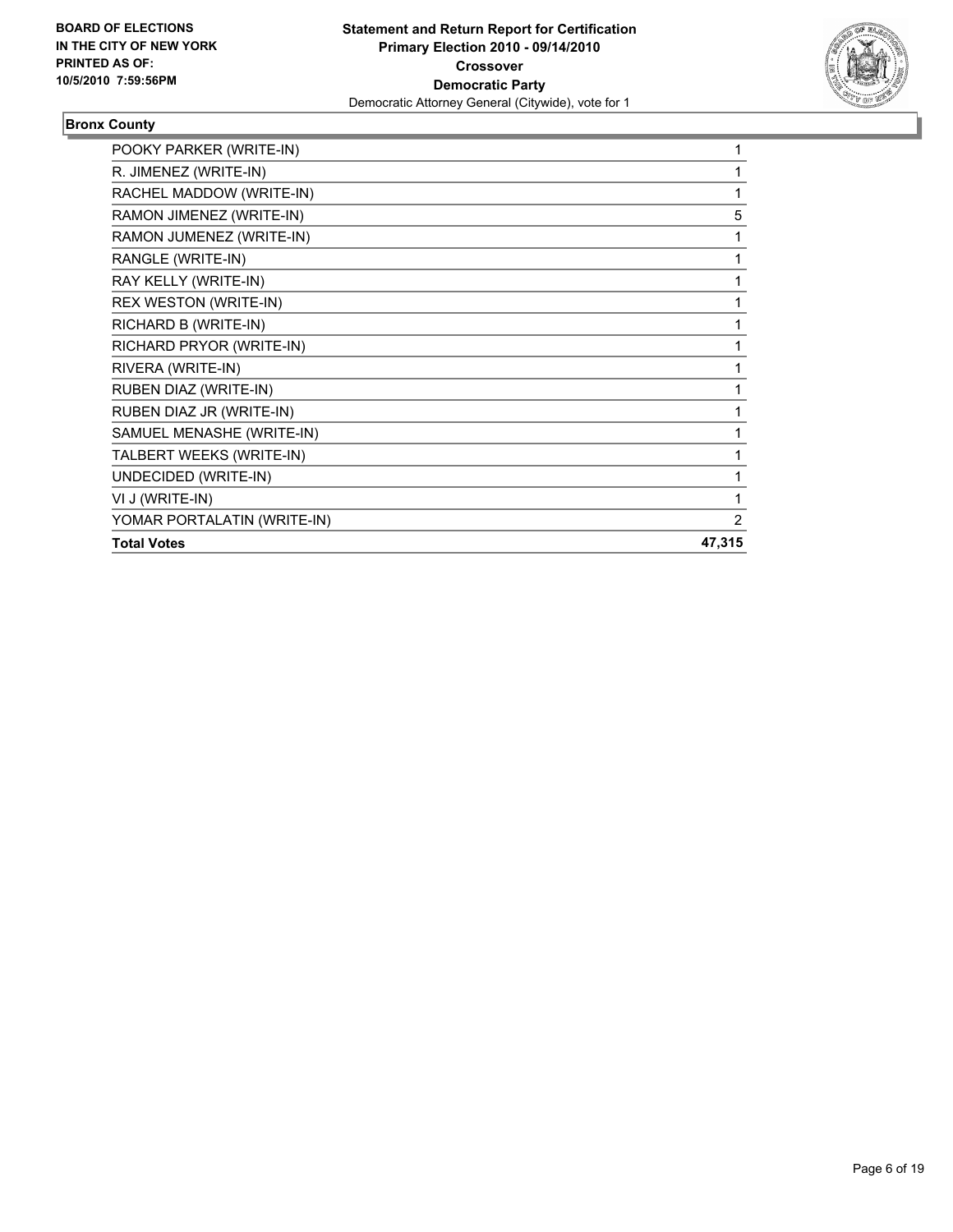**BOARD OF ELECTIONS IN THE CITY OF NEW YORK PRINTED AS OF: 10/5/2010 7:59:56PM**

**Statement and Return Report for Certification**
**Primary Election 2010 - 09/14/2010**
**Crossover**
**Democratic Party**
Democratic Attorney General (Citywide), vote for 1

## Bronx County

| | |
|---|---|
| POOKY PARKER (WRITE-IN) | 1 |
| R. JIMENEZ (WRITE-IN) | 1 |
| RACHEL MADDOW (WRITE-IN) | 1 |
| RAMON JIMENEZ (WRITE-IN) | 5 |
| RAMON JUMENEZ (WRITE-IN) | 1 |
| RANGLE (WRITE-IN) | 1 |
| RAY KELLY (WRITE-IN) | 1 |
| REX WESTON (WRITE-IN) | 1 |
| RICHARD B (WRITE-IN) | 1 |
| RICHARD PRYOR (WRITE-IN) | 1 |
| RIVERA (WRITE-IN) | 1 |
| RUBEN DIAZ (WRITE-IN) | 1 |
| RUBEN DIAZ JR (WRITE-IN) | 1 |
| SAMUEL MENASHE (WRITE-IN) | 1 |
| TALBERT WEEKS (WRITE-IN) | 1 |
| UNDECIDED (WRITE-IN) | 1 |
| VI J (WRITE-IN) | 1 |
| YOMAR PORTALATIN (WRITE-IN) | 2 |
| **Total Votes** | **47,315** |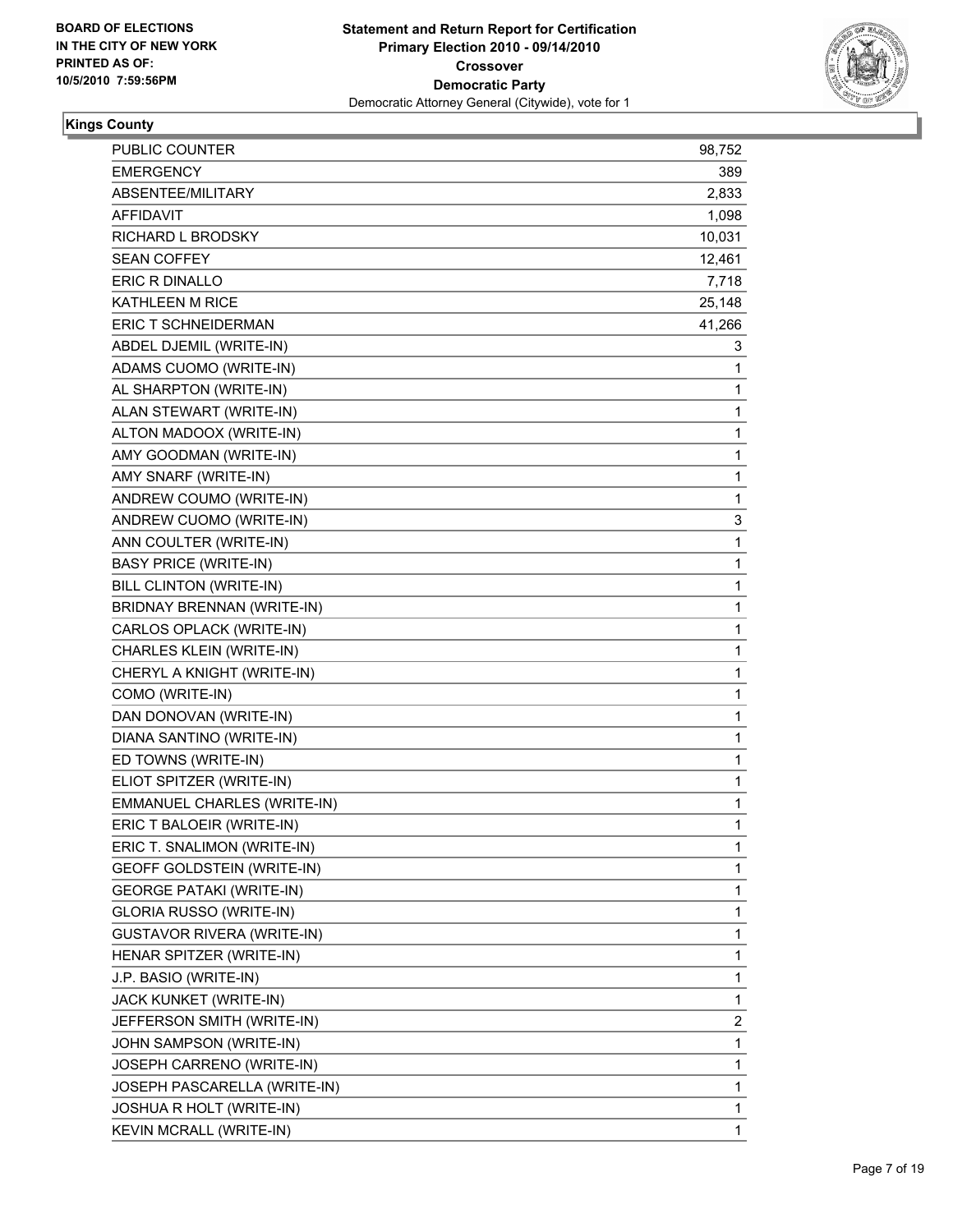**BOARD OF ELECTIONS IN THE CITY OF NEW YORK PRINTED AS OF: 10/5/2010 7:59:56PM**

**Statement and Return Report for Certification**
**Primary Election 2010 - 09/14/2010**
**Crossover**
**Democratic Party**
Democratic Attorney General (Citywide), vote for 1

**Kings County**

| | |
|---|---|
| PUBLIC COUNTER | 98,752 |
| EMERGENCY | 389 |
| ABSENTEE/MILITARY | 2,833 |
| AFFIDAVIT | 1,098 |
| RICHARD L BRODSKY | 10,031 |
| SEAN COFFEY | 12,461 |
| ERIC R DINALLO | 7,718 |
| KATHLEEN M RICE | 25,148 |
| ERIC T SCHNEIDERMAN | 41,266 |
| ABDEL DJEMIL (WRITE-IN) | 3 |
| ADAMS CUOMO (WRITE-IN) | 1 |
| AL SHARPTON (WRITE-IN) | 1 |
| ALAN STEWART (WRITE-IN) | 1 |
| ALTON MADOOX (WRITE-IN) | 1 |
| AMY GOODMAN (WRITE-IN) | 1 |
| AMY SNARF (WRITE-IN) | 1 |
| ANDREW COUMO (WRITE-IN) | 1 |
| ANDREW CUOMO (WRITE-IN) | 3 |
| ANN COULTER (WRITE-IN) | 1 |
| BASY PRICE (WRITE-IN) | 1 |
| BILL CLINTON (WRITE-IN) | 1 |
| BRIDNAY BRENNAN (WRITE-IN) | 1 |
| CARLOS OPLACK (WRITE-IN) | 1 |
| CHARLES KLEIN (WRITE-IN) | 1 |
| CHERYL A KNIGHT (WRITE-IN) | 1 |
| COMO (WRITE-IN) | 1 |
| DAN DONOVAN (WRITE-IN) | 1 |
| DIANA SANTINO (WRITE-IN) | 1 |
| ED TOWNS (WRITE-IN) | 1 |
| ELIOT SPITZER (WRITE-IN) | 1 |
| EMMANUEL CHARLES (WRITE-IN) | 1 |
| ERIC T BALOEIR (WRITE-IN) | 1 |
| ERIC T. SNALIMON (WRITE-IN) | 1 |
| GEOFF GOLDSTEIN (WRITE-IN) | 1 |
| GEORGE PATAKI (WRITE-IN) | 1 |
| GLORIA RUSSO (WRITE-IN) | 1 |
| GUSTAVOR RIVERA (WRITE-IN) | 1 |
| HENAR SPITZER (WRITE-IN) | 1 |
| J.P. BASIO (WRITE-IN) | 1 |
| JACK KUNKET (WRITE-IN) | 1 |
| JEFFERSON SMITH (WRITE-IN) | 2 |
| JOHN SAMPSON (WRITE-IN) | 1 |
| JOSEPH CARRENO (WRITE-IN) | 1 |
| JOSEPH PASCARELLA (WRITE-IN) | 1 |
| JOSHUA R HOLT (WRITE-IN) | 1 |
| KEVIN MCRALL (WRITE-IN) | 1 |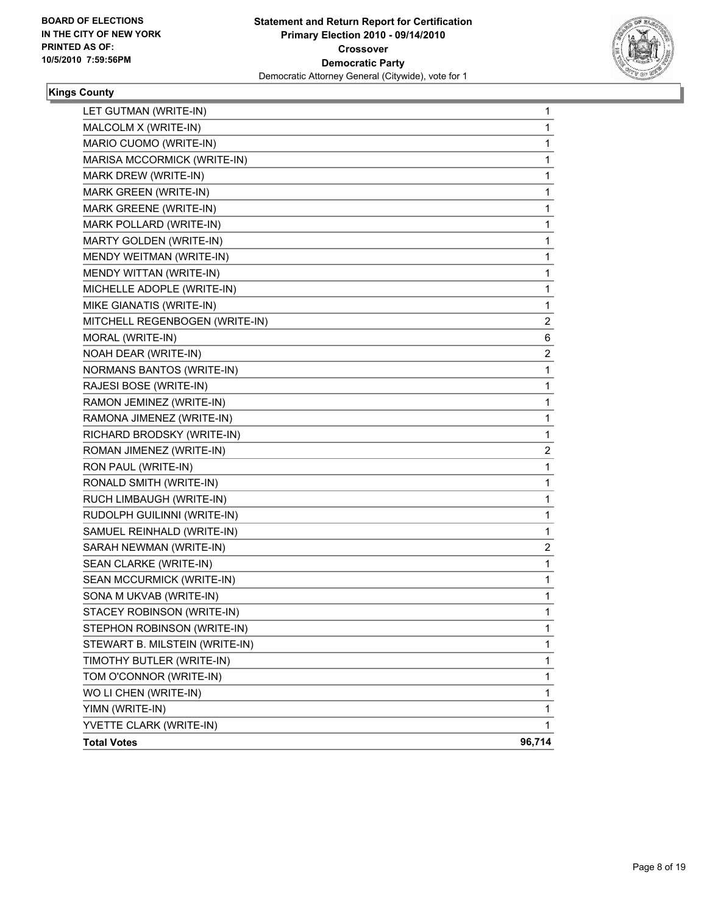**BOARD OF ELECTIONS IN THE CITY OF NEW YORK PRINTED AS OF: 10/5/2010 7:59:56PM**

**Statement and Return Report for Certification**
**Primary Election 2010 - 09/14/2010**
**Crossover**
**Democratic Party**
Democratic Attorney General (Citywide), vote for 1

## Kings County

| | |
|---|---|
| LET GUTMAN (WRITE-IN) | 1 |
| MALCOLM X (WRITE-IN) | 1 |
| MARIO CUOMO (WRITE-IN) | 1 |
| MARISA MCCORMICK (WRITE-IN) | 1 |
| MARK DREW (WRITE-IN) | 1 |
| MARK GREEN (WRITE-IN) | 1 |
| MARK GREENE (WRITE-IN) | 1 |
| MARK POLLARD (WRITE-IN) | 1 |
| MARTY GOLDEN (WRITE-IN) | 1 |
| MENDY WEITMAN (WRITE-IN) | 1 |
| MENDY WITTAN (WRITE-IN) | 1 |
| MICHELLE ADOPLE (WRITE-IN) | 1 |
| MIKE GIANATIS (WRITE-IN) | 1 |
| MITCHELL REGENBOGEN (WRITE-IN) | 2 |
| MORAL (WRITE-IN) | 6 |
| NOAH DEAR (WRITE-IN) | 2 |
| NORMANS BANTOS (WRITE-IN) | 1 |
| RAJESI BOSE (WRITE-IN) | 1 |
| RAMON JEMINEZ (WRITE-IN) | 1 |
| RAMONA JIMENEZ (WRITE-IN) | 1 |
| RICHARD BRODSKY (WRITE-IN) | 1 |
| ROMAN JIMENEZ (WRITE-IN) | 2 |
| RON PAUL (WRITE-IN) | 1 |
| RONALD SMITH (WRITE-IN) | 1 |
| RUCH LIMBAUGH (WRITE-IN) | 1 |
| RUDOLPH GUILINNI (WRITE-IN) | 1 |
| SAMUEL REINHALD (WRITE-IN) | 1 |
| SARAH NEWMAN (WRITE-IN) | 2 |
| SEAN CLARKE (WRITE-IN) | 1 |
| SEAN MCCURMICK (WRITE-IN) | 1 |
| SONA M UKVAB (WRITE-IN) | 1 |
| STACEY ROBINSON (WRITE-IN) | 1 |
| STEPHON ROBINSON (WRITE-IN) | 1 |
| STEWART B. MILSTEIN (WRITE-IN) | 1 |
| TIMOTHY BUTLER (WRITE-IN) | 1 |
| TOM O'CONNOR (WRITE-IN) | 1 |
| WO LI CHEN (WRITE-IN) | 1 |
| YIMN (WRITE-IN) | 1 |
| YVETTE CLARK (WRITE-IN) | 1 |
| **Total Votes** | **96,714** |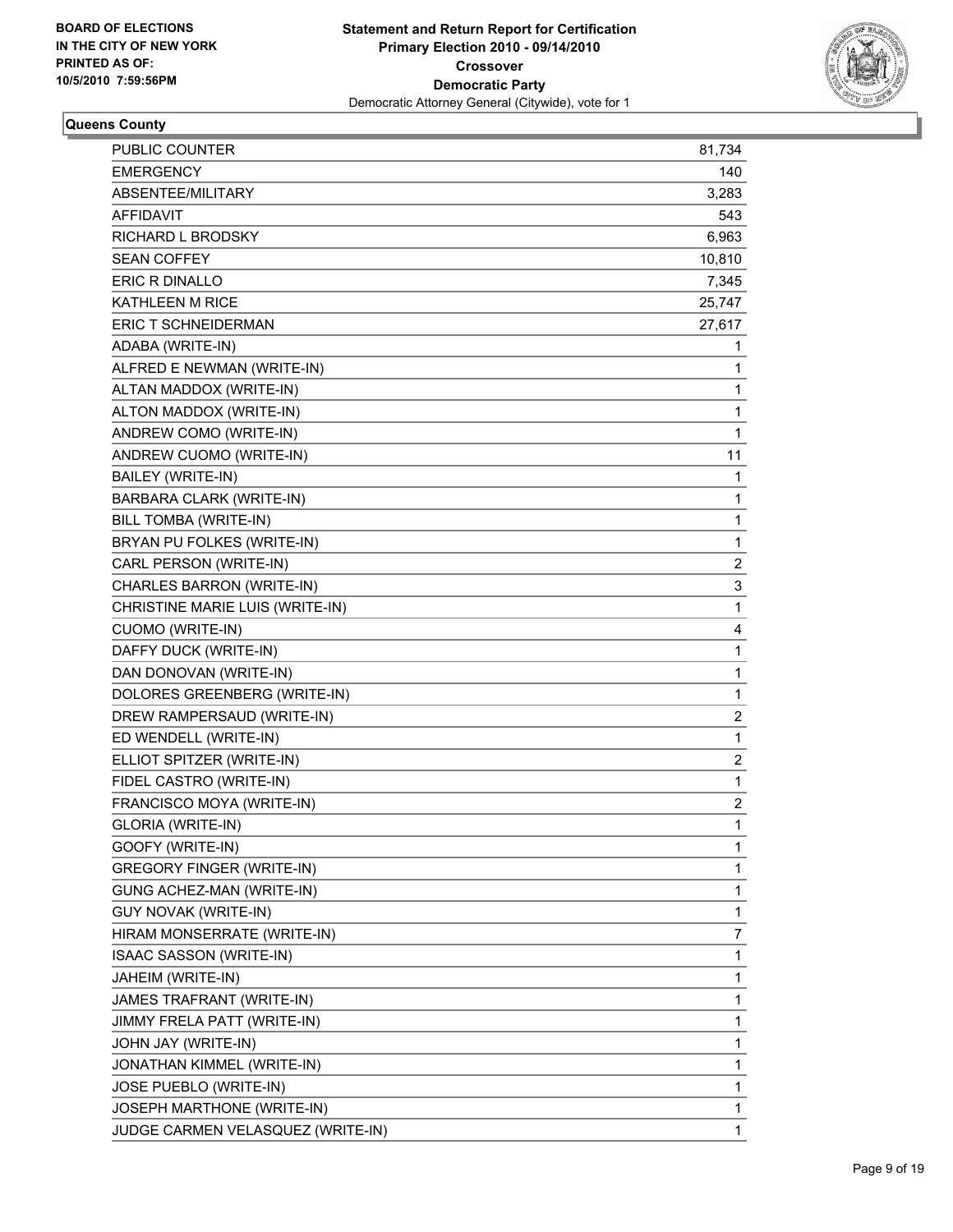**BOARD OF ELECTIONS IN THE CITY OF NEW YORK PRINTED AS OF: 10/5/2010 7:59:56PM**

**Statement and Return Report for Certification Primary Election 2010 - 09/14/2010 Crossover Democratic Party**

Democratic Attorney General (Citywide), vote for 1

**Queens County**

| | |
|---|---|
| PUBLIC COUNTER | 81,734 |
| EMERGENCY | 140 |
| ABSENTEE/MILITARY | 3,283 |
| AFFIDAVIT | 543 |
| RICHARD L BRODSKY | 6,963 |
| SEAN COFFEY | 10,810 |
| ERIC R DINALLO | 7,345 |
| KATHLEEN M RICE | 25,747 |
| ERIC T SCHNEIDERMAN | 27,617 |
| ADABA (WRITE-IN) | 1 |
| ALFRED E NEWMAN (WRITE-IN) | 1 |
| ALTAN MADDOX (WRITE-IN) | 1 |
| ALTON MADDOX (WRITE-IN) | 1 |
| ANDREW COMO (WRITE-IN) | 1 |
| ANDREW CUOMO (WRITE-IN) | 11 |
| BAILEY (WRITE-IN) | 1 |
| BARBARA CLARK (WRITE-IN) | 1 |
| BILL TOMBA (WRITE-IN) | 1 |
| BRYAN PU FOLKES (WRITE-IN) | 1 |
| CARL PERSON (WRITE-IN) | 2 |
| CHARLES BARRON (WRITE-IN) | 3 |
| CHRISTINE MARIE LUIS (WRITE-IN) | 1 |
| CUOMO (WRITE-IN) | 4 |
| DAFFY DUCK (WRITE-IN) | 1 |
| DAN DONOVAN (WRITE-IN) | 1 |
| DOLORES GREENBERG (WRITE-IN) | 1 |
| DREW RAMPERSAUD (WRITE-IN) | 2 |
| ED WENDELL (WRITE-IN) | 1 |
| ELLIOT SPITZER (WRITE-IN) | 2 |
| FIDEL CASTRO (WRITE-IN) | 1 |
| FRANCISCO MOYA (WRITE-IN) | 2 |
| GLORIA (WRITE-IN) | 1 |
| GOOFY (WRITE-IN) | 1 |
| GREGORY FINGER (WRITE-IN) | 1 |
| GUNG ACHEZ-MAN (WRITE-IN) | 1 |
| GUY NOVAK (WRITE-IN) | 1 |
| HIRAM MONSERRATE (WRITE-IN) | 7 |
| ISAAC SASSON (WRITE-IN) | 1 |
| JAHEIM (WRITE-IN) | 1 |
| JAMES TRAFRANT (WRITE-IN) | 1 |
| JIMMY FRELA PATT (WRITE-IN) | 1 |
| JOHN JAY (WRITE-IN) | 1 |
| JONATHAN KIMMEL (WRITE-IN) | 1 |
| JOSE PUEBLO (WRITE-IN) | 1 |
| JOSEPH MARTHONE (WRITE-IN) | 1 |
| JUDGE CARMEN VELASQUEZ (WRITE-IN) | 1 |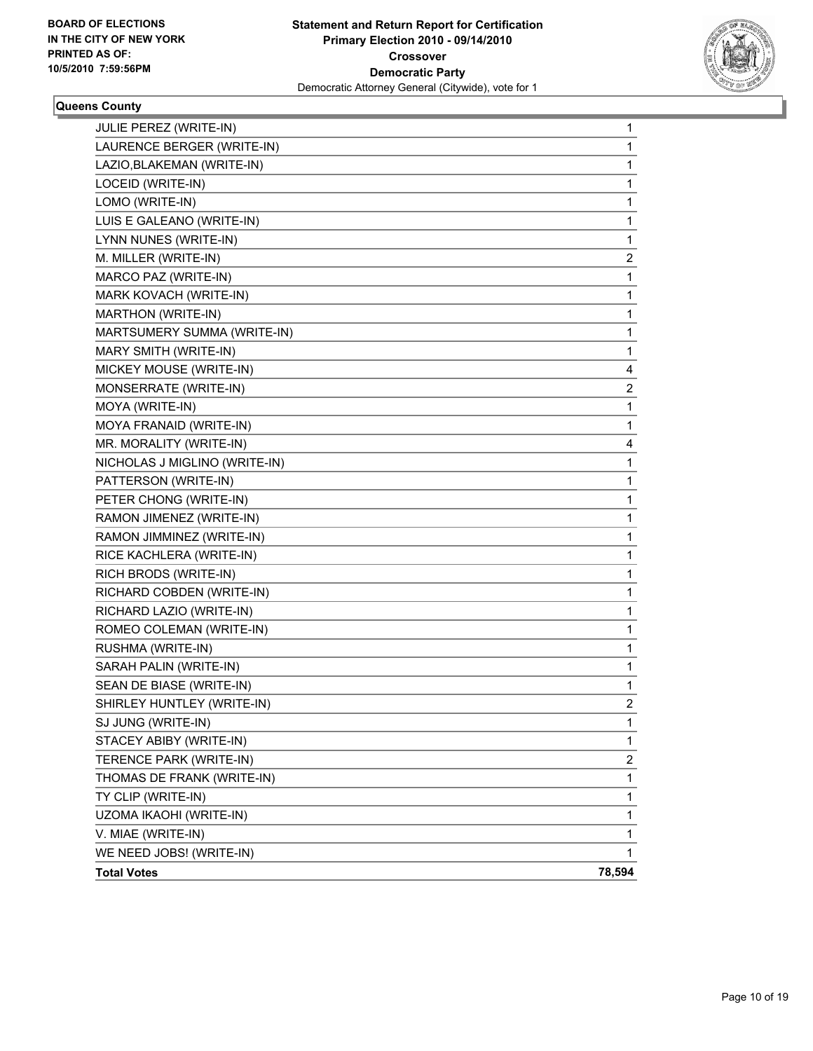BOARD OF ELECTIONS
IN THE CITY OF NEW YORK
PRINTED AS OF:
10/5/2010 7:59:56PM

**Statement and Return Report for Certification**
**Primary Election 2010 - 09/14/2010**
**Crossover**
**Democratic Party**
Democratic Attorney General (Citywide), vote for 1

**Queens County**

| | |
|---|---|
| JULIE PEREZ (WRITE-IN) | 1 |
| LAURENCE BERGER (WRITE-IN) | 1 |
| LAZIO,BLAKEMAN (WRITE-IN) | 1 |
| LOCEID (WRITE-IN) | 1 |
| LOMO (WRITE-IN) | 1 |
| LUIS E GALEANO (WRITE-IN) | 1 |
| LYNN NUNES (WRITE-IN) | 1 |
| M. MILLER (WRITE-IN) | 2 |
| MARCO PAZ (WRITE-IN) | 1 |
| MARK KOVACH (WRITE-IN) | 1 |
| MARTHON (WRITE-IN) | 1 |
| MARTSUMERY SUMMA (WRITE-IN) | 1 |
| MARY SMITH (WRITE-IN) | 1 |
| MICKEY MOUSE (WRITE-IN) | 4 |
| MONSERRATE (WRITE-IN) | 2 |
| MOYA (WRITE-IN) | 1 |
| MOYA FRANAID (WRITE-IN) | 1 |
| MR. MORALITY (WRITE-IN) | 4 |
| NICHOLAS J MIGLINO (WRITE-IN) | 1 |
| PATTERSON (WRITE-IN) | 1 |
| PETER CHONG (WRITE-IN) | 1 |
| RAMON JIMENEZ (WRITE-IN) | 1 |
| RAMON JIMMINEZ (WRITE-IN) | 1 |
| RICE KACHLERA (WRITE-IN) | 1 |
| RICH BRODS (WRITE-IN) | 1 |
| RICHARD COBDEN (WRITE-IN) | 1 |
| RICHARD LAZIO (WRITE-IN) | 1 |
| ROMEO COLEMAN (WRITE-IN) | 1 |
| RUSHMA (WRITE-IN) | 1 |
| SARAH PALIN (WRITE-IN) | 1 |
| SEAN DE BIASE (WRITE-IN) | 1 |
| SHIRLEY HUNTLEY (WRITE-IN) | 2 |
| SJ JUNG (WRITE-IN) | 1 |
| STACEY ABIBY (WRITE-IN) | 1 |
| TERENCE PARK (WRITE-IN) | 2 |
| THOMAS DE FRANK (WRITE-IN) | 1 |
| TY CLIP (WRITE-IN) | 1 |
| UZOMA IKAOHI (WRITE-IN) | 1 |
| V. MIAE (WRITE-IN) | 1 |
| WE NEED JOBS! (WRITE-IN) | 1 |
| **Total Votes** | **78,594** |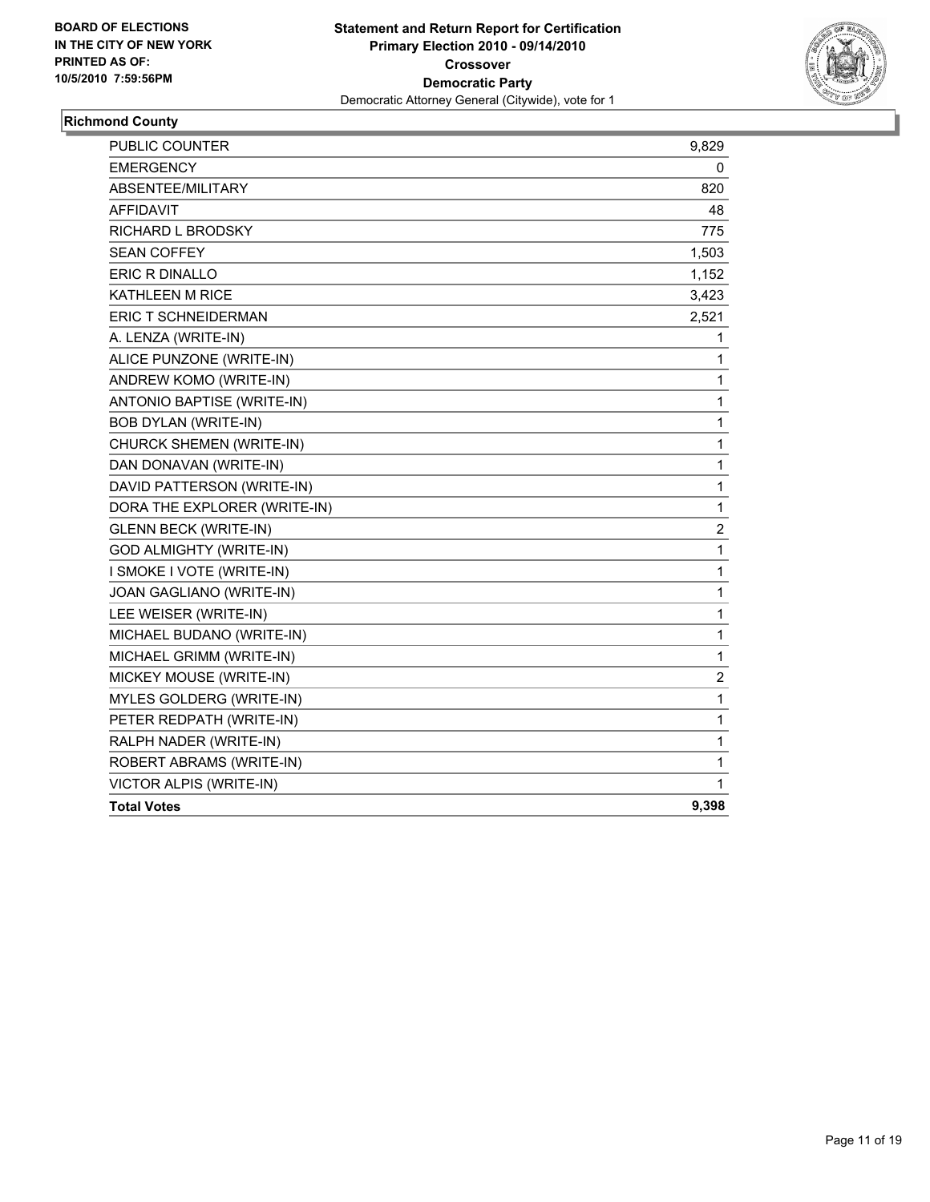**BOARD OF ELECTIONS IN THE CITY OF NEW YORK PRINTED AS OF: 10/5/2010 7:59:56PM**

**Statement and Return Report for Certification**
**Primary Election 2010 - 09/14/2010**
**Crossover**
**Democratic Party**
Democratic Attorney General (Citywide), vote for 1

## Richmond County

| | |
|---|---|
| PUBLIC COUNTER | 9,829 |
| EMERGENCY | 0 |
| ABSENTEE/MILITARY | 820 |
| AFFIDAVIT | 48 |
| RICHARD L BRODSKY | 775 |
| SEAN COFFEY | 1,503 |
| ERIC R DINALLO | 1,152 |
| KATHLEEN M RICE | 3,423 |
| ERIC T SCHNEIDERMAN | 2,521 |
| A. LENZA (WRITE-IN) | 1 |
| ALICE PUNZONE (WRITE-IN) | 1 |
| ANDREW KOMO (WRITE-IN) | 1 |
| ANTONIO BAPTISE (WRITE-IN) | 1 |
| BOB DYLAN (WRITE-IN) | 1 |
| CHURCK SHEMEN (WRITE-IN) | 1 |
| DAN DONAVAN (WRITE-IN) | 1 |
| DAVID PATTERSON (WRITE-IN) | 1 |
| DORA THE EXPLORER (WRITE-IN) | 1 |
| GLENN BECK (WRITE-IN) | 2 |
| GOD ALMIGHTY (WRITE-IN) | 1 |
| I SMOKE I VOTE (WRITE-IN) | 1 |
| JOAN GAGLIANO (WRITE-IN) | 1 |
| LEE WEISER (WRITE-IN) | 1 |
| MICHAEL BUDANO (WRITE-IN) | 1 |
| MICHAEL GRIMM (WRITE-IN) | 1 |
| MICKEY MOUSE (WRITE-IN) | 2 |
| MYLES GOLDERG (WRITE-IN) | 1 |
| PETER REDPATH (WRITE-IN) | 1 |
| RALPH NADER (WRITE-IN) | 1 |
| ROBERT ABRAMS (WRITE-IN) | 1 |
| VICTOR ALPIS (WRITE-IN) | 1 |
| **Total Votes** | **9,398** |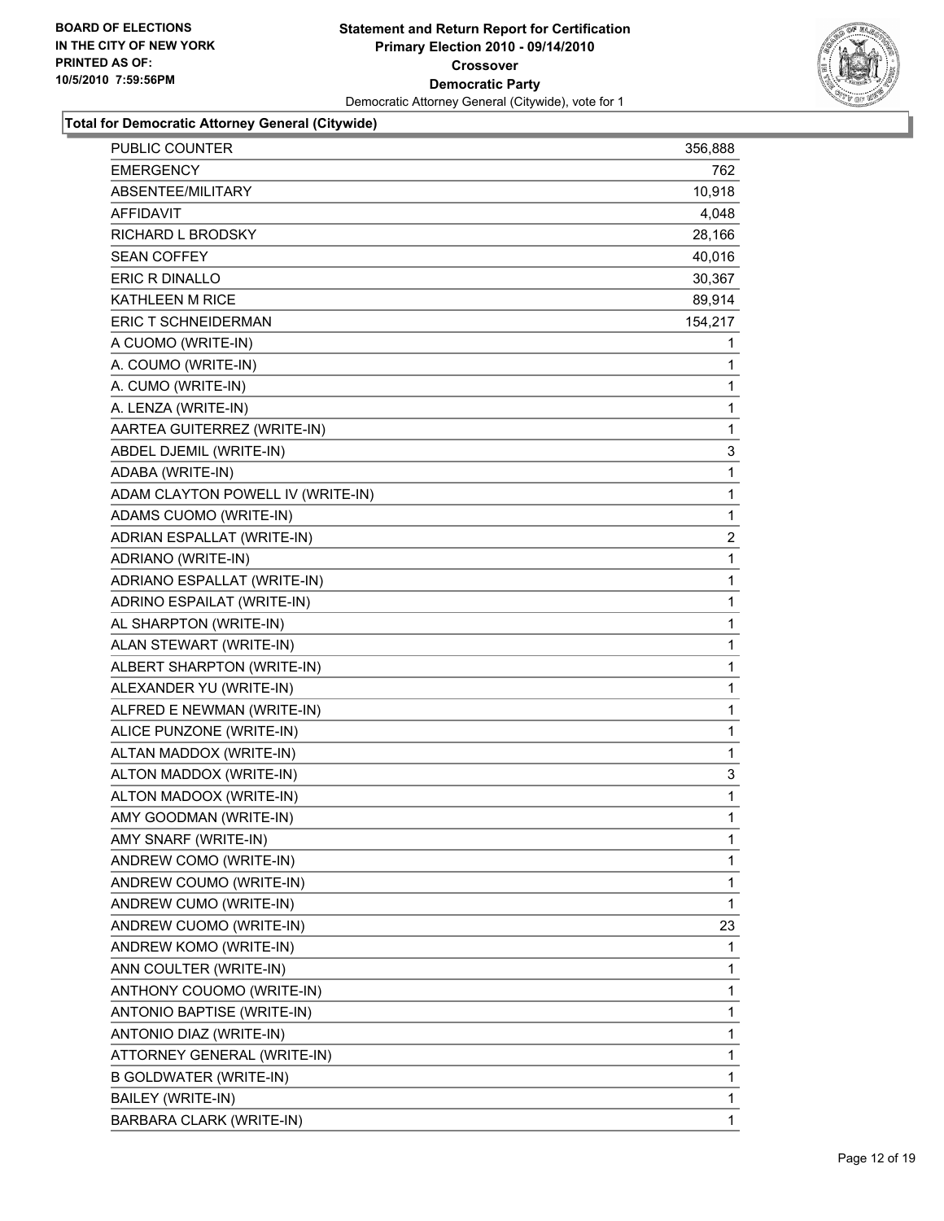**BOARD OF ELECTIONS IN THE CITY OF NEW YORK PRINTED AS OF: 10/5/2010 7:59:56PM**

**Statement and Return Report for Certification Primary Election 2010 - 09/14/2010 Crossover Democratic Party**

Democratic Attorney General (Citywide), vote for 1

**Total for Democratic Attorney General (Citywide)**

| | |
|---|---|
| PUBLIC COUNTER | 356,888 |
| EMERGENCY | 762 |
| ABSENTEE/MILITARY | 10,918 |
| AFFIDAVIT | 4,048 |
| RICHARD L BRODSKY | 28,166 |
| SEAN COFFEY | 40,016 |
| ERIC R DINALLO | 30,367 |
| KATHLEEN M RICE | 89,914 |
| ERIC T SCHNEIDERMAN | 154,217 |
| A CUOMO (WRITE-IN) | 1 |
| A. COUMO (WRITE-IN) | 1 |
| A. CUMO (WRITE-IN) | 1 |
| A. LENZA (WRITE-IN) | 1 |
| AARTEA GUITERREZ (WRITE-IN) | 1 |
| ABDEL DJEMIL (WRITE-IN) | 3 |
| ADABA (WRITE-IN) | 1 |
| ADAM CLAYTON POWELL IV (WRITE-IN) | 1 |
| ADAMS CUOMO (WRITE-IN) | 1 |
| ADRIAN ESPALLAT (WRITE-IN) | 2 |
| ADRIANO (WRITE-IN) | 1 |
| ADRIANO ESPALLAT (WRITE-IN) | 1 |
| ADRINO ESPAILAT (WRITE-IN) | 1 |
| AL SHARPTON (WRITE-IN) | 1 |
| ALAN STEWART (WRITE-IN) | 1 |
| ALBERT SHARPTON (WRITE-IN) | 1 |
| ALEXANDER YU (WRITE-IN) | 1 |
| ALFRED E NEWMAN (WRITE-IN) | 1 |
| ALICE PUNZONE (WRITE-IN) | 1 |
| ALTAN MADDOX (WRITE-IN) | 1 |
| ALTON MADDOX (WRITE-IN) | 3 |
| ALTON MADOOX (WRITE-IN) | 1 |
| AMY GOODMAN (WRITE-IN) | 1 |
| AMY SNARF (WRITE-IN) | 1 |
| ANDREW COMO (WRITE-IN) | 1 |
| ANDREW COUMO (WRITE-IN) | 1 |
| ANDREW CUMO (WRITE-IN) | 1 |
| ANDREW CUOMO (WRITE-IN) | 23 |
| ANDREW KOMO (WRITE-IN) | 1 |
| ANN COULTER (WRITE-IN) | 1 |
| ANTHONY COUOMO (WRITE-IN) | 1 |
| ANTONIO BAPTISE (WRITE-IN) | 1 |
| ANTONIO DIAZ (WRITE-IN) | 1 |
| ATTORNEY GENERAL (WRITE-IN) | 1 |
| B GOLDWATER (WRITE-IN) | 1 |
| BAILEY (WRITE-IN) | 1 |
| BARBARA CLARK (WRITE-IN) | 1 |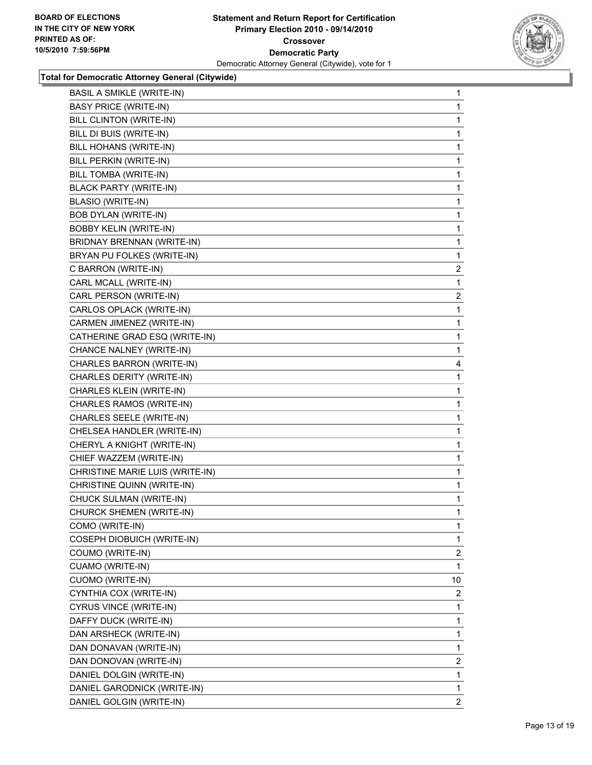**Board of Elections in the City of New York**
**Printed as of: 10/5/2010 7:59:56PM**

**Statement and Return Report for Certification**
**Primary Election 2010 - 09/14/2010**
**Crossover**
**Democratic Party**
Democratic Attorney General (Citywide), vote for 1

**Total for Democratic Attorney General (Citywide)**

| Candidate | Votes |
|---|---|
| BASIL A SMIKLE (WRITE-IN) | 1 |
| BASY PRICE (WRITE-IN) | 1 |
| BILL CLINTON (WRITE-IN) | 1 |
| BILL DI BUIS (WRITE-IN) | 1 |
| BILL HOHANS (WRITE-IN) | 1 |
| BILL PERKIN (WRITE-IN) | 1 |
| BILL TOMBA (WRITE-IN) | 1 |
| BLACK PARTY (WRITE-IN) | 1 |
| BLASIO (WRITE-IN) | 1 |
| BOB DYLAN (WRITE-IN) | 1 |
| BOBBY KELIN (WRITE-IN) | 1 |
| BRIDNAY BRENNAN (WRITE-IN) | 1 |
| BRYAN PU FOLKES (WRITE-IN) | 1 |
| C BARRON (WRITE-IN) | 2 |
| CARL MCALL (WRITE-IN) | 1 |
| CARL PERSON (WRITE-IN) | 2 |
| CARLOS OPLACK (WRITE-IN) | 1 |
| CARMEN JIMENEZ (WRITE-IN) | 1 |
| CATHERINE GRAD ESQ (WRITE-IN) | 1 |
| CHANCE NALNEY (WRITE-IN) | 1 |
| CHARLES BARRON (WRITE-IN) | 4 |
| CHARLES DERITY (WRITE-IN) | 1 |
| CHARLES KLEIN (WRITE-IN) | 1 |
| CHARLES RAMOS (WRITE-IN) | 1 |
| CHARLES SEELE (WRITE-IN) | 1 |
| CHELSEA HANDLER (WRITE-IN) | 1 |
| CHERYL A KNIGHT (WRITE-IN) | 1 |
| CHIEF WAZZEM (WRITE-IN) | 1 |
| CHRISTINE MARIE LUIS (WRITE-IN) | 1 |
| CHRISTINE QUINN (WRITE-IN) | 1 |
| CHUCK SULMAN (WRITE-IN) | 1 |
| CHURCK SHEMEN (WRITE-IN) | 1 |
| COMO (WRITE-IN) | 1 |
| COSEPH DIOBUICH (WRITE-IN) | 1 |
| COUMO (WRITE-IN) | 2 |
| CUAMO (WRITE-IN) | 1 |
| CUOMO (WRITE-IN) | 10 |
| CYNTHIA COX (WRITE-IN) | 2 |
| CYRUS VINCE (WRITE-IN) | 1 |
| DAFFY DUCK (WRITE-IN) | 1 |
| DAN ARSHECK (WRITE-IN) | 1 |
| DAN DONAVAN (WRITE-IN) | 1 |
| DAN DONOVAN (WRITE-IN) | 2 |
| DANIEL DOLGIN (WRITE-IN) | 1 |
| DANIEL GARODNICK (WRITE-IN) | 1 |
| DANIEL GOLGIN (WRITE-IN) | 2 |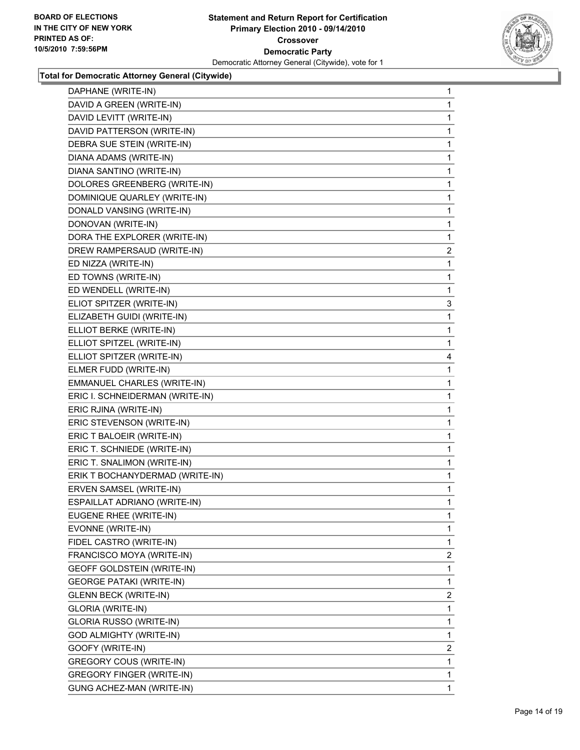BOARD OF ELECTIONS
IN THE CITY OF NEW YORK
PRINTED AS OF:
10/5/2010 7:59:56PM

**Statement and Return Report for Certification**
**Primary Election 2010 - 09/14/2010**
**Crossover**
**Democratic Party**
Democratic Attorney General (Citywide), vote for 1

### Total for Democratic Attorney General (Citywide)

| Candidate | Votes |
|---|---|
| DAPHANE (WRITE-IN) | 1 |
| DAVID A GREEN (WRITE-IN) | 1 |
| DAVID LEVITT (WRITE-IN) | 1 |
| DAVID PATTERSON (WRITE-IN) | 1 |
| DEBRA SUE STEIN (WRITE-IN) | 1 |
| DIANA ADAMS (WRITE-IN) | 1 |
| DIANA SANTINO (WRITE-IN) | 1 |
| DOLORES GREENBERG (WRITE-IN) | 1 |
| DOMINIQUE QUARLEY (WRITE-IN) | 1 |
| DONALD VANSING (WRITE-IN) | 1 |
| DONOVAN (WRITE-IN) | 1 |
| DORA THE EXPLORER (WRITE-IN) | 1 |
| DREW RAMPERSAUD (WRITE-IN) | 2 |
| ED NIZZA (WRITE-IN) | 1 |
| ED TOWNS (WRITE-IN) | 1 |
| ED WENDELL (WRITE-IN) | 1 |
| ELIOT SPITZER (WRITE-IN) | 3 |
| ELIZABETH GUIDI (WRITE-IN) | 1 |
| ELLIOT BERKE (WRITE-IN) | 1 |
| ELLIOT SPITZEL (WRITE-IN) | 1 |
| ELLIOT SPITZER (WRITE-IN) | 4 |
| ELMER FUDD (WRITE-IN) | 1 |
| EMMANUEL CHARLES (WRITE-IN) | 1 |
| ERIC I. SCHNEIDERMAN (WRITE-IN) | 1 |
| ERIC RJINA (WRITE-IN) | 1 |
| ERIC STEVENSON (WRITE-IN) | 1 |
| ERIC T BALOEIR (WRITE-IN) | 1 |
| ERIC T. SCHNIEDE (WRITE-IN) | 1 |
| ERIC T. SNALIMON (WRITE-IN) | 1 |
| ERIK T BOCHANYDERMAD (WRITE-IN) | 1 |
| ERVEN SAMSEL (WRITE-IN) | 1 |
| ESPAILLAT ADRIANO (WRITE-IN) | 1 |
| EUGENE RHEE (WRITE-IN) | 1 |
| EVONNE (WRITE-IN) | 1 |
| FIDEL CASTRO (WRITE-IN) | 1 |
| FRANCISCO MOYA (WRITE-IN) | 2 |
| GEOFF GOLDSTEIN (WRITE-IN) | 1 |
| GEORGE PATAKI (WRITE-IN) | 1 |
| GLENN BECK (WRITE-IN) | 2 |
| GLORIA (WRITE-IN) | 1 |
| GLORIA RUSSO (WRITE-IN) | 1 |
| GOD ALMIGHTY (WRITE-IN) | 1 |
| GOOFY (WRITE-IN) | 2 |
| GREGORY COUS (WRITE-IN) | 1 |
| GREGORY FINGER (WRITE-IN) | 1 |
| GUNG ACHEZ-MAN (WRITE-IN) | 1 |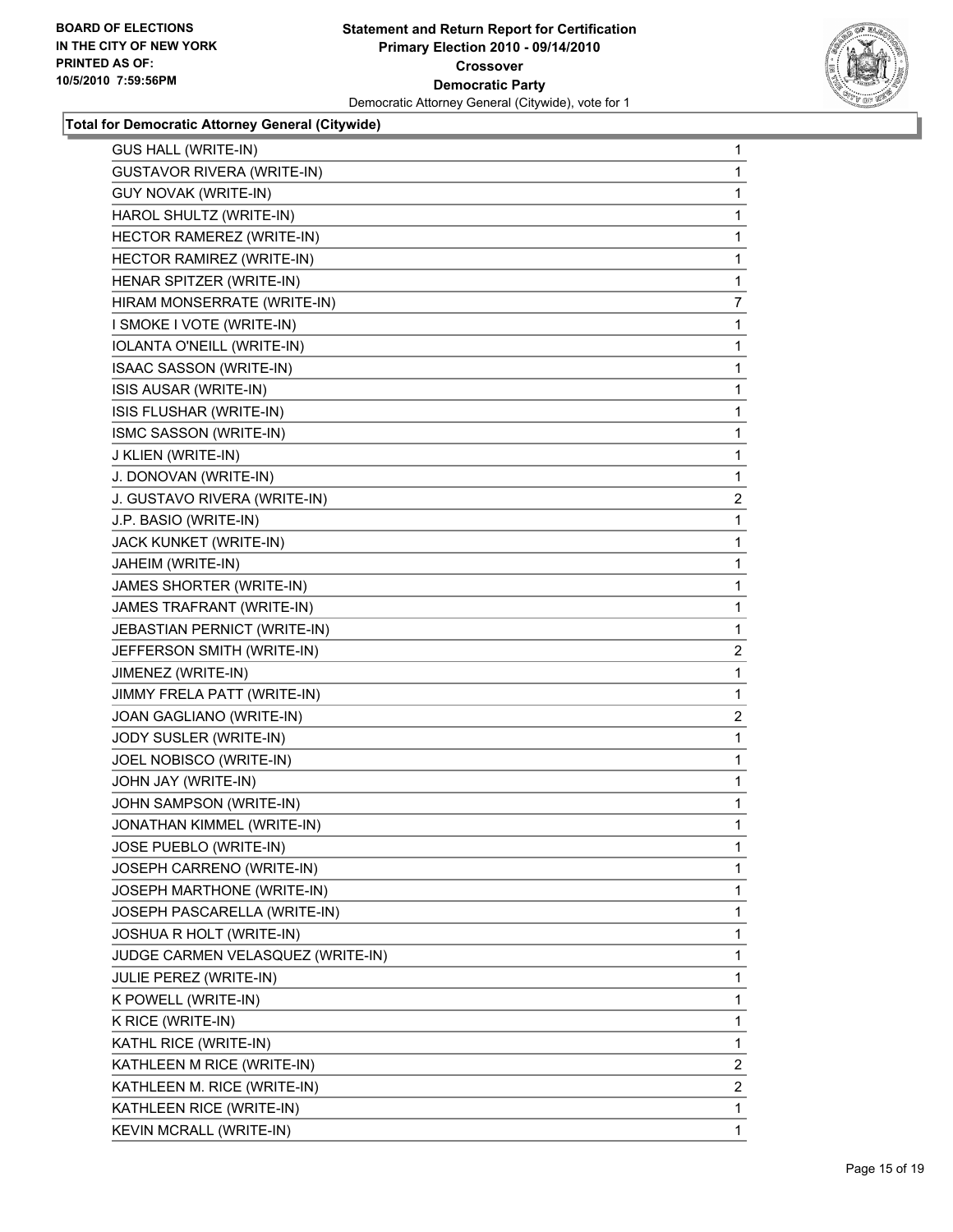**BOARD OF ELECTIONS IN THE CITY OF NEW YORK PRINTED AS OF: 10/5/2010 7:59:56PM**

**Statement and Return Report for Certification Primary Election 2010 - 09/14/2010 Crossover Democratic Party**
Democratic Attorney General (Citywide), vote for 1

### Total for Democratic Attorney General (Citywide)

| | |
|---|---|
| GUS HALL (WRITE-IN) | 1 |
| GUSTAVOR RIVERA (WRITE-IN) | 1 |
| GUY NOVAK (WRITE-IN) | 1 |
| HAROL SHULTZ (WRITE-IN) | 1 |
| HECTOR RAMEREZ (WRITE-IN) | 1 |
| HECTOR RAMIREZ (WRITE-IN) | 1 |
| HENAR SPITZER (WRITE-IN) | 1 |
| HIRAM MONSERRATE (WRITE-IN) | 7 |
| I SMOKE I VOTE (WRITE-IN) | 1 |
| IOLANTA O'NEILL (WRITE-IN) | 1 |
| ISAAC SASSON (WRITE-IN) | 1 |
| ISIS AUSAR (WRITE-IN) | 1 |
| ISIS FLUSHAR (WRITE-IN) | 1 |
| ISMC SASSON (WRITE-IN) | 1 |
| J KLIEN (WRITE-IN) | 1 |
| J. DONOVAN (WRITE-IN) | 1 |
| J. GUSTAVO RIVERA (WRITE-IN) | 2 |
| J.P. BASIO (WRITE-IN) | 1 |
| JACK KUNKET (WRITE-IN) | 1 |
| JAHEIM (WRITE-IN) | 1 |
| JAMES SHORTER (WRITE-IN) | 1 |
| JAMES TRAFRANT (WRITE-IN) | 1 |
| JEBASTIAN PERNICT (WRITE-IN) | 1 |
| JEFFERSON SMITH (WRITE-IN) | 2 |
| JIMENEZ (WRITE-IN) | 1 |
| JIMMY FRELA PATT (WRITE-IN) | 1 |
| JOAN GAGLIANO (WRITE-IN) | 2 |
| JODY SUSLER (WRITE-IN) | 1 |
| JOEL NOBISCO (WRITE-IN) | 1 |
| JOHN JAY (WRITE-IN) | 1 |
| JOHN SAMPSON (WRITE-IN) | 1 |
| JONATHAN KIMMEL (WRITE-IN) | 1 |
| JOSE PUEBLO (WRITE-IN) | 1 |
| JOSEPH CARRENO (WRITE-IN) | 1 |
| JOSEPH MARTHONE (WRITE-IN) | 1 |
| JOSEPH PASCARELLA (WRITE-IN) | 1 |
| JOSHUA R HOLT (WRITE-IN) | 1 |
| JUDGE CARMEN VELASQUEZ (WRITE-IN) | 1 |
| JULIE PEREZ (WRITE-IN) | 1 |
| K POWELL (WRITE-IN) | 1 |
| K RICE (WRITE-IN) | 1 |
| KATHL RICE (WRITE-IN) | 1 |
| KATHLEEN M RICE (WRITE-IN) | 2 |
| KATHLEEN M. RICE (WRITE-IN) | 2 |
| KATHLEEN RICE (WRITE-IN) | 1 |
| KEVIN MCRALL (WRITE-IN) | 1 |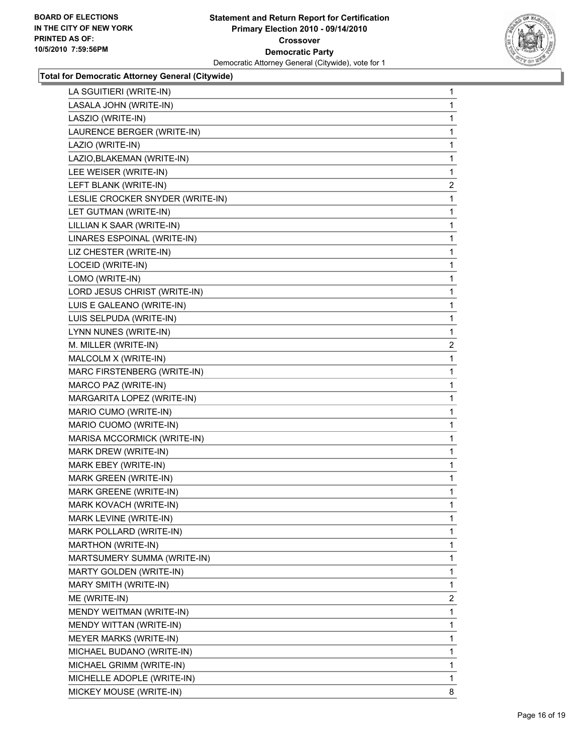**BOARD OF ELECTIONS IN THE CITY OF NEW YORK PRINTED AS OF: 10/5/2010 7:59:56PM**

# Statement and Return Report for Certification
## Primary Election 2010 - 09/14/2010
## Crossover
## Democratic Party
Democratic Attorney General (Citywide), vote for 1

**Total for Democratic Attorney General (Citywide)**

| Candidate | Votes |
|---|---|
| LA SGUITIERI (WRITE-IN) | 1 |
| LASALA JOHN (WRITE-IN) | 1 |
| LASZIO (WRITE-IN) | 1 |
| LAURENCE BERGER (WRITE-IN) | 1 |
| LAZIO (WRITE-IN) | 1 |
| LAZIO,BLAKEMAN (WRITE-IN) | 1 |
| LEE WEISER (WRITE-IN) | 1 |
| LEFT BLANK (WRITE-IN) | 2 |
| LESLIE CROCKER SNYDER (WRITE-IN) | 1 |
| LET GUTMAN (WRITE-IN) | 1 |
| LILLIAN K SAAR (WRITE-IN) | 1 |
| LINARES ESPOINAL (WRITE-IN) | 1 |
| LIZ CHESTER (WRITE-IN) | 1 |
| LOCEID (WRITE-IN) | 1 |
| LOMO (WRITE-IN) | 1 |
| LORD JESUS CHRIST (WRITE-IN) | 1 |
| LUIS E GALEANO (WRITE-IN) | 1 |
| LUIS SELPUDA (WRITE-IN) | 1 |
| LYNN NUNES (WRITE-IN) | 1 |
| M. MILLER (WRITE-IN) | 2 |
| MALCOLM X (WRITE-IN) | 1 |
| MARC FIRSTENBERG (WRITE-IN) | 1 |
| MARCO PAZ (WRITE-IN) | 1 |
| MARGARITA LOPEZ (WRITE-IN) | 1 |
| MARIO CUMO (WRITE-IN) | 1 |
| MARIO CUOMO (WRITE-IN) | 1 |
| MARISA MCCORMICK (WRITE-IN) | 1 |
| MARK DREW (WRITE-IN) | 1 |
| MARK EBEY (WRITE-IN) | 1 |
| MARK GREEN (WRITE-IN) | 1 |
| MARK GREENE (WRITE-IN) | 1 |
| MARK KOVACH (WRITE-IN) | 1 |
| MARK LEVINE (WRITE-IN) | 1 |
| MARK POLLARD (WRITE-IN) | 1 |
| MARTHON (WRITE-IN) | 1 |
| MARTSUMERY SUMMA (WRITE-IN) | 1 |
| MARTY GOLDEN (WRITE-IN) | 1 |
| MARY SMITH (WRITE-IN) | 1 |
| ME (WRITE-IN) | 2 |
| MENDY WEITMAN (WRITE-IN) | 1 |
| MENDY WITTAN (WRITE-IN) | 1 |
| MEYER MARKS (WRITE-IN) | 1 |
| MICHAEL BUDANO (WRITE-IN) | 1 |
| MICHAEL GRIMM (WRITE-IN) | 1 |
| MICHELLE ADOPLE (WRITE-IN) | 1 |
| MICKEY MOUSE (WRITE-IN) | 8 |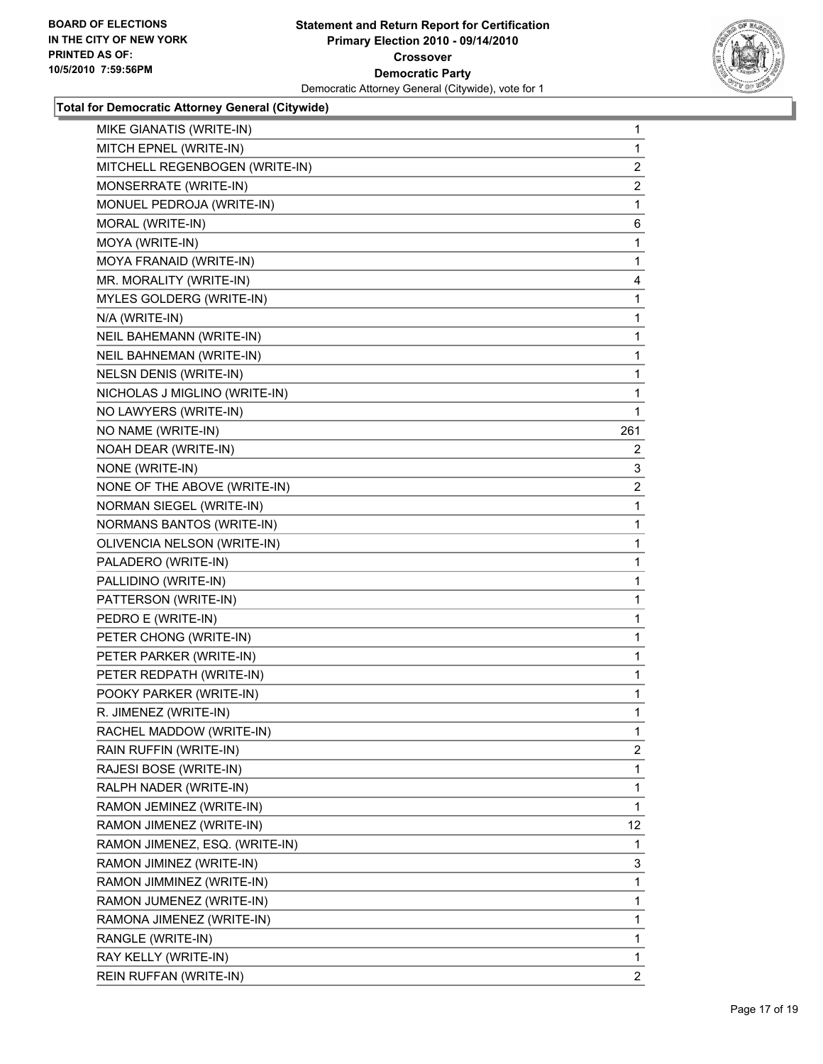**Total for Democratic Attorney General (Citywide)**

| Candidate | Votes |
|---|---|
| MIKE GIANATIS (WRITE-IN) | 1 |
| MITCH EPNEL (WRITE-IN) | 1 |
| MITCHELL REGENBOGEN (WRITE-IN) | 2 |
| MONSERRATE (WRITE-IN) | 2 |
| MONUEL PEDROJA (WRITE-IN) | 1 |
| MORAL (WRITE-IN) | 6 |
| MOYA (WRITE-IN) | 1 |
| MOYA FRANAID (WRITE-IN) | 1 |
| MR. MORALITY (WRITE-IN) | 4 |
| MYLES GOLDERG (WRITE-IN) | 1 |
| N/A (WRITE-IN) | 1 |
| NEIL BAHEMANN (WRITE-IN) | 1 |
| NEIL BAHNEMAN (WRITE-IN) | 1 |
| NELSN DENIS (WRITE-IN) | 1 |
| NICHOLAS J MIGLINO (WRITE-IN) | 1 |
| NO LAWYERS (WRITE-IN) | 1 |
| NO NAME (WRITE-IN) | 261 |
| NOAH DEAR (WRITE-IN) | 2 |
| NONE (WRITE-IN) | 3 |
| NONE OF THE ABOVE (WRITE-IN) | 2 |
| NORMAN SIEGEL (WRITE-IN) | 1 |
| NORMANS BANTOS (WRITE-IN) | 1 |
| OLIVENCIA NELSON (WRITE-IN) | 1 |
| PALADERO (WRITE-IN) | 1 |
| PALLIDINO (WRITE-IN) | 1 |
| PATTERSON (WRITE-IN) | 1 |
| PEDRO E (WRITE-IN) | 1 |
| PETER CHONG (WRITE-IN) | 1 |
| PETER PARKER (WRITE-IN) | 1 |
| PETER REDPATH (WRITE-IN) | 1 |
| POOKY PARKER (WRITE-IN) | 1 |
| R. JIMENEZ (WRITE-IN) | 1 |
| RACHEL MADDOW (WRITE-IN) | 1 |
| RAIN RUFFIN (WRITE-IN) | 2 |
| RAJESI BOSE (WRITE-IN) | 1 |
| RALPH NADER (WRITE-IN) | 1 |
| RAMON JEMINEZ (WRITE-IN) | 1 |
| RAMON JIMENEZ (WRITE-IN) | 12 |
| RAMON JIMENEZ, ESQ. (WRITE-IN) | 1 |
| RAMON JIMINEZ (WRITE-IN) | 3 |
| RAMON JIMMINEZ (WRITE-IN) | 1 |
| RAMON JUMENEZ (WRITE-IN) | 1 |
| RAMONA JIMENEZ (WRITE-IN) | 1 |
| RANGLE (WRITE-IN) | 1 |
| RAY KELLY (WRITE-IN) | 1 |
| REIN RUFFAN (WRITE-IN) | 2 |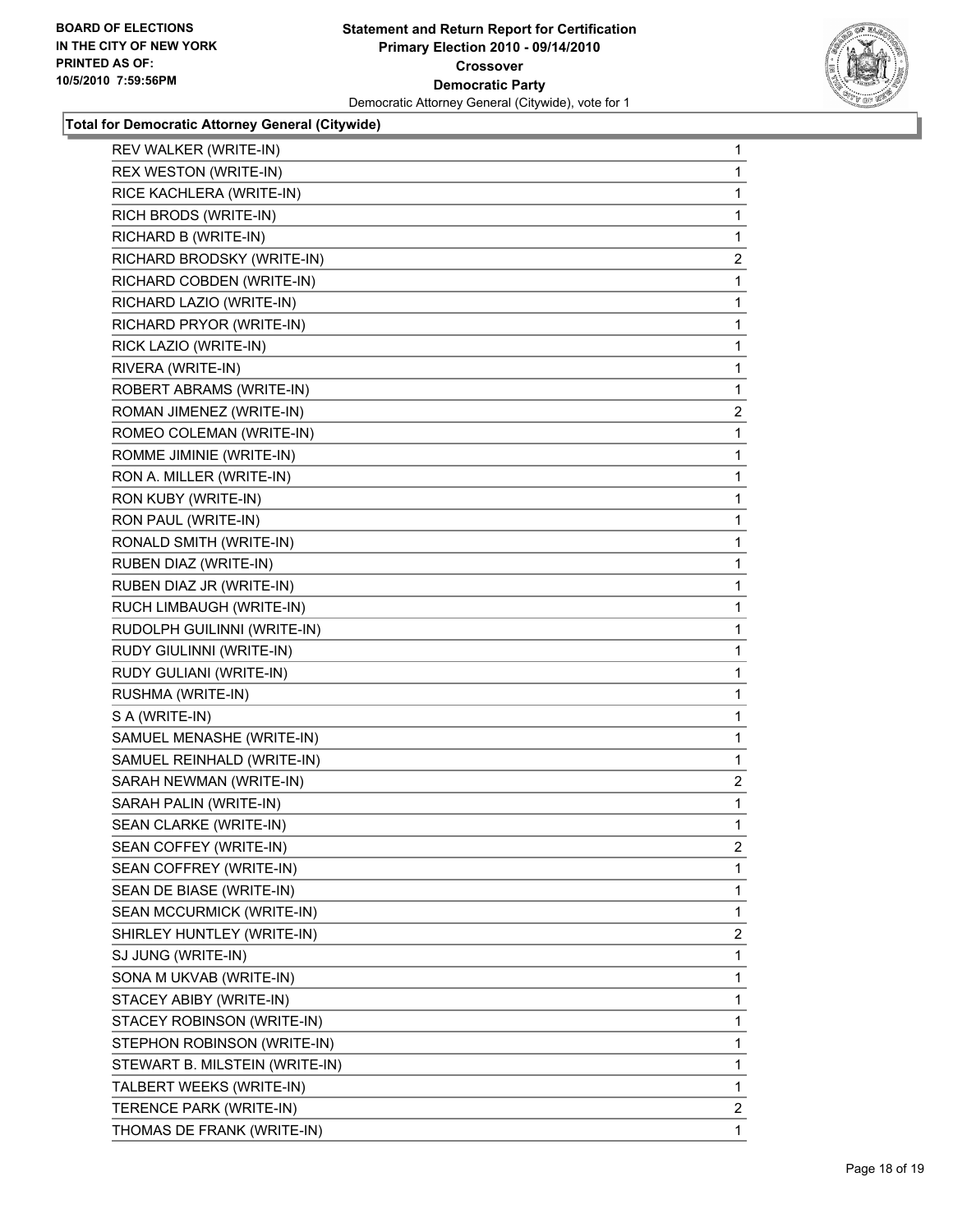**BOARD OF ELECTIONS IN THE CITY OF NEW YORK PRINTED AS OF: 10/5/2010 7:59:56PM**

# Statement and Return Report for Certification
## Primary Election 2010 - 09/14/2010
## Crossover
## Democratic Party
Democratic Attorney General (Citywide), vote for 1

### Total for Democratic Attorney General (Citywide)

| Candidate | Votes |
|---|---|
| REV WALKER (WRITE-IN) | 1 |
| REX WESTON (WRITE-IN) | 1 |
| RICE KACHLERA (WRITE-IN) | 1 |
| RICH BRODS (WRITE-IN) | 1 |
| RICHARD B (WRITE-IN) | 1 |
| RICHARD BRODSKY (WRITE-IN) | 2 |
| RICHARD COBDEN (WRITE-IN) | 1 |
| RICHARD LAZIO (WRITE-IN) | 1 |
| RICHARD PRYOR (WRITE-IN) | 1 |
| RICK LAZIO (WRITE-IN) | 1 |
| RIVERA (WRITE-IN) | 1 |
| ROBERT ABRAMS (WRITE-IN) | 1 |
| ROMAN JIMENEZ (WRITE-IN) | 2 |
| ROMEO COLEMAN (WRITE-IN) | 1 |
| ROMME JIMINIE (WRITE-IN) | 1 |
| RON A. MILLER (WRITE-IN) | 1 |
| RON KUBY (WRITE-IN) | 1 |
| RON PAUL (WRITE-IN) | 1 |
| RONALD SMITH (WRITE-IN) | 1 |
| RUBEN DIAZ (WRITE-IN) | 1 |
| RUBEN DIAZ JR (WRITE-IN) | 1 |
| RUCH LIMBAUGH (WRITE-IN) | 1 |
| RUDOLPH GUILINNI (WRITE-IN) | 1 |
| RUDY GIULINNI (WRITE-IN) | 1 |
| RUDY GULIANI (WRITE-IN) | 1 |
| RUSHMA (WRITE-IN) | 1 |
| S A (WRITE-IN) | 1 |
| SAMUEL MENASHE (WRITE-IN) | 1 |
| SAMUEL REINHALD (WRITE-IN) | 1 |
| SARAH NEWMAN (WRITE-IN) | 2 |
| SARAH PALIN (WRITE-IN) | 1 |
| SEAN CLARKE (WRITE-IN) | 1 |
| SEAN COFFEY (WRITE-IN) | 2 |
| SEAN COFFREY (WRITE-IN) | 1 |
| SEAN DE BIASE (WRITE-IN) | 1 |
| SEAN MCCURMICK (WRITE-IN) | 1 |
| SHIRLEY HUNTLEY (WRITE-IN) | 2 |
| SJ JUNG (WRITE-IN) | 1 |
| SONA M UKVAB (WRITE-IN) | 1 |
| STACEY ABIBY (WRITE-IN) | 1 |
| STACEY ROBINSON (WRITE-IN) | 1 |
| STEPHON ROBINSON (WRITE-IN) | 1 |
| STEWART B. MILSTEIN (WRITE-IN) | 1 |
| TALBERT WEEKS (WRITE-IN) | 1 |
| TERENCE PARK (WRITE-IN) | 2 |
| THOMAS DE FRANK (WRITE-IN) | 1 |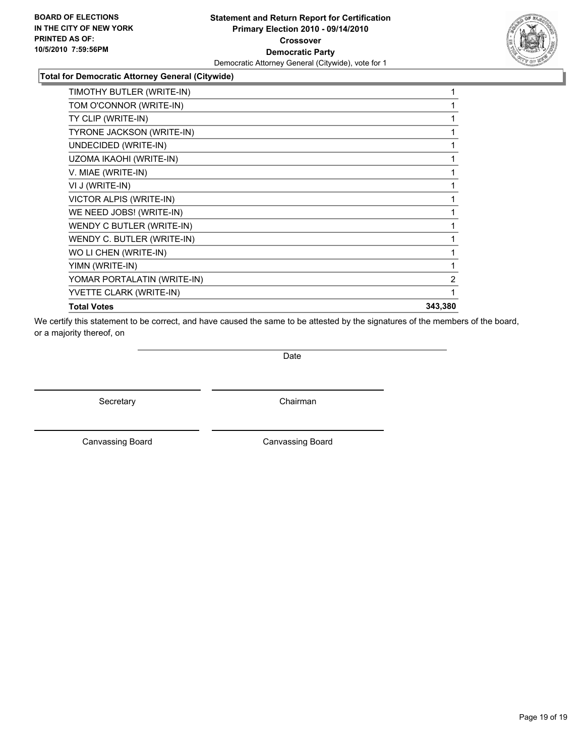**BOARD OF ELECTIONS IN THE CITY OF NEW YORK PRINTED AS OF: 10/5/2010 7:59:56PM**

**Statement and Return Report for Certification Primary Election 2010 - 09/14/2010 Crossover Democratic Party**

Democratic Attorney General (Citywide), vote for 1

**Total for Democratic Attorney General (Citywide)**

| | |
|---|---|
| TIMOTHY BUTLER (WRITE-IN) | 1 |
| TOM O'CONNOR (WRITE-IN) | 1 |
| TY CLIP (WRITE-IN) | 1 |
| TYRONE JACKSON (WRITE-IN) | 1 |
| UNDECIDED (WRITE-IN) | 1 |
| UZOMA IKAOHI (WRITE-IN) | 1 |
| V. MIAE (WRITE-IN) | 1 |
| VI J (WRITE-IN) | 1 |
| VICTOR ALPIS (WRITE-IN) | 1 |
| WE NEED JOBS! (WRITE-IN) | 1 |
| WENDY C BUTLER (WRITE-IN) | 1 |
| WENDY C. BUTLER (WRITE-IN) | 1 |
| WO LI CHEN (WRITE-IN) | 1 |
| YIMN (WRITE-IN) | 1 |
| YOMAR PORTALATIN (WRITE-IN) | 2 |
| YVETTE CLARK (WRITE-IN) | 1 |
| **Total Votes** | **343,380** |

We certify this statement to be correct, and have caused the same to be attested by the signatures of the members of the board, or a majority thereof, on

Date

Secretary

Chairman

Canvassing Board

Canvassing Board